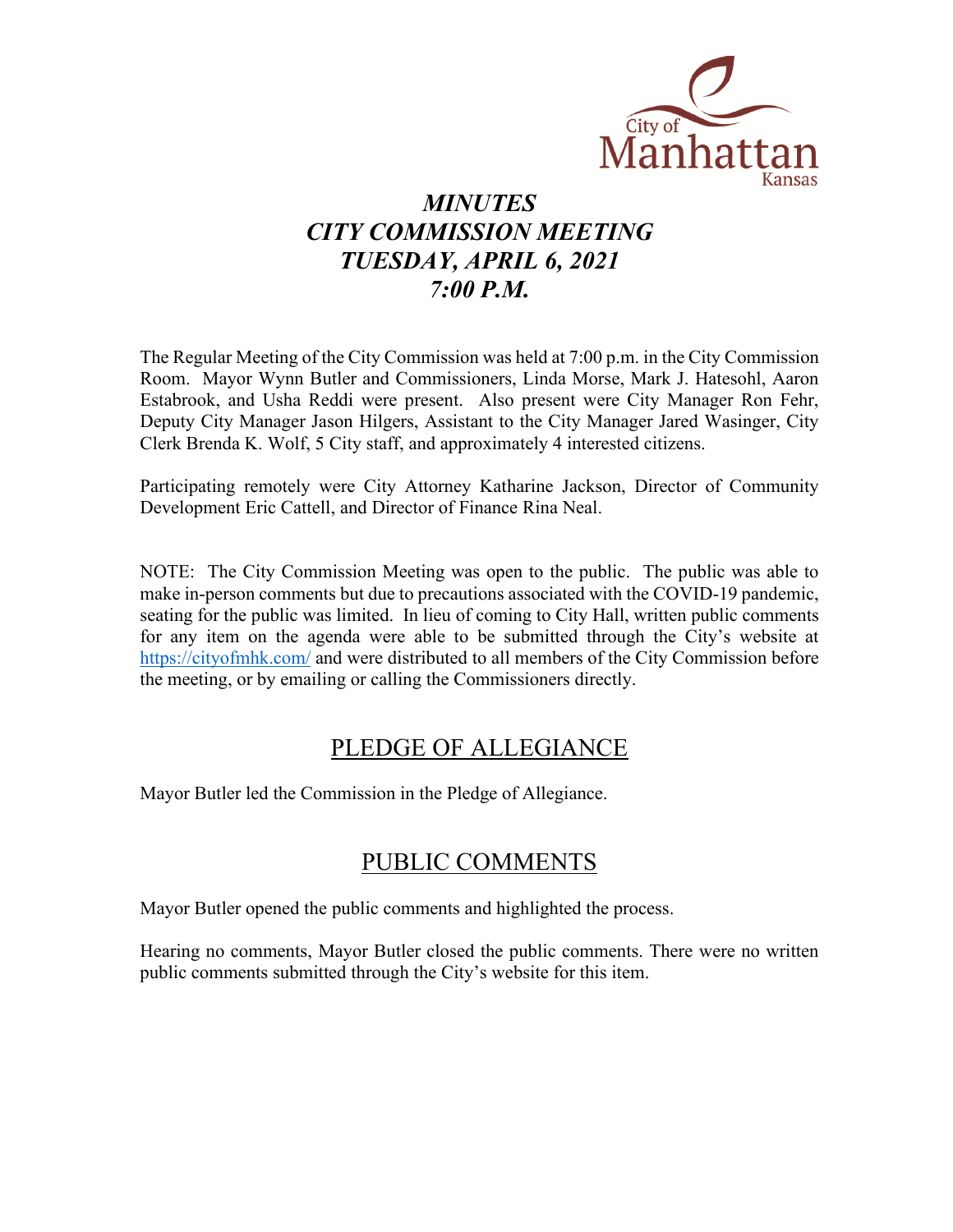City of Manhattan Kansas

# *MINUTES*
# *CITY COMMISSION MEETING*
# *TUESDAY, APRIL 6, 2021*
# *7:00 P.M.*

The Regular Meeting of the City Commission was held at 7:00 p.m. in the City Commission Room. Mayor Wynn Butler and Commissioners, Linda Morse, Mark J. Hatesohl, Aaron Estabrook, and Usha Reddi were present. Also present were City Manager Ron Fehr, Deputy City Manager Jason Hilgers, Assistant to the City Manager Jared Wasinger, City Clerk Brenda K. Wolf, 5 City staff, and approximately 4 interested citizens.

Participating remotely were City Attorney Katharine Jackson, Director of Community Development Eric Cattell, and Director of Finance Rina Neal.

NOTE: The City Commission Meeting was open to the public. The public was able to make in-person comments but due to precautions associated with the COVID-19 pandemic, seating for the public was limited. In lieu of coming to City Hall, written public comments for any item on the agenda were able to be submitted through the City's website at https://cityofmhk.com/ and were distributed to all members of the City Commission before the meeting, or by emailing or calling the Commissioners directly.

## PLEDGE OF ALLEGIANCE

Mayor Butler led the Commission in the Pledge of Allegiance.

## PUBLIC COMMENTS

Mayor Butler opened the public comments and highlighted the process.

Hearing no comments, Mayor Butler closed the public comments. There were no written public comments submitted through the City's website for this item.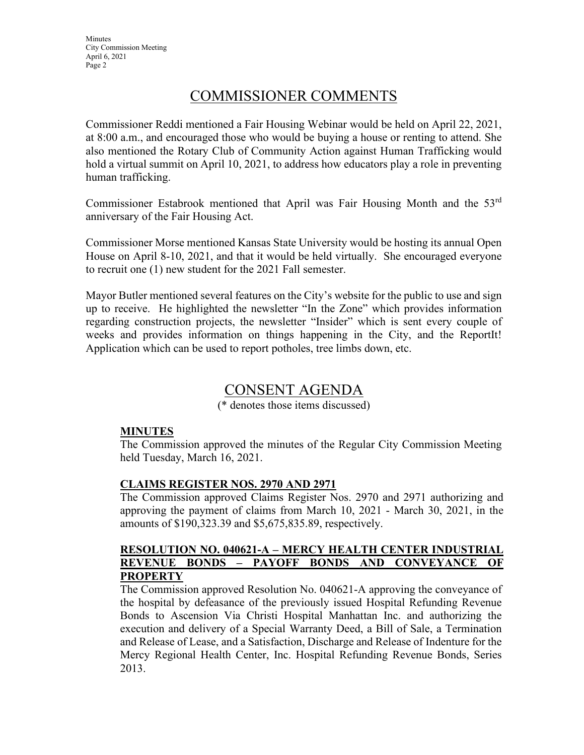# COMMISSIONER COMMENTS

Commissioner Reddi mentioned a Fair Housing Webinar would be held on April 22, 2021, at 8:00 a.m., and encouraged those who would be buying a house or renting to attend. She also mentioned the Rotary Club of Community Action against Human Trafficking would hold a virtual summit on April 10, 2021, to address how educators play a role in preventing human trafficking.

Commissioner Estabrook mentioned that April was Fair Housing Month and the 53rd anniversary of the Fair Housing Act.

Commissioner Morse mentioned Kansas State University would be hosting its annual Open House on April 8-10, 2021, and that it would be held virtually. She encouraged everyone to recruit one (1) new student for the 2021 Fall semester.

Mayor Butler mentioned several features on the City's website for the public to use and sign up to receive. He highlighted the newsletter "In the Zone" which provides information regarding construction projects, the newsletter "Insider" which is sent every couple of weeks and provides information on things happening in the City, and the ReportIt! Application which can be used to report potholes, tree limbs down, etc.

# CONSENT AGENDA

(* denotes those items discussed)

**MINUTES**

The Commission approved the minutes of the Regular City Commission Meeting held Tuesday, March 16, 2021.

**CLAIMS REGISTER NOS. 2970 AND 2971**

The Commission approved Claims Register Nos. 2970 and 2971 authorizing and approving the payment of claims from March 10, 2021 - March 30, 2021, in the amounts of $190,323.39 and $5,675,835.89, respectively.

**RESOLUTION NO. 040621-A – MERCY HEALTH CENTER INDUSTRIAL REVENUE BONDS – PAYOFF BONDS AND CONVEYANCE OF PROPERTY**

The Commission approved Resolution No. 040621-A approving the conveyance of the hospital by defeasance of the previously issued Hospital Refunding Revenue Bonds to Ascension Via Christi Hospital Manhattan Inc. and authorizing the execution and delivery of a Special Warranty Deed, a Bill of Sale, a Termination and Release of Lease, and a Satisfaction, Discharge and Release of Indenture for the Mercy Regional Health Center, Inc. Hospital Refunding Revenue Bonds, Series 2013.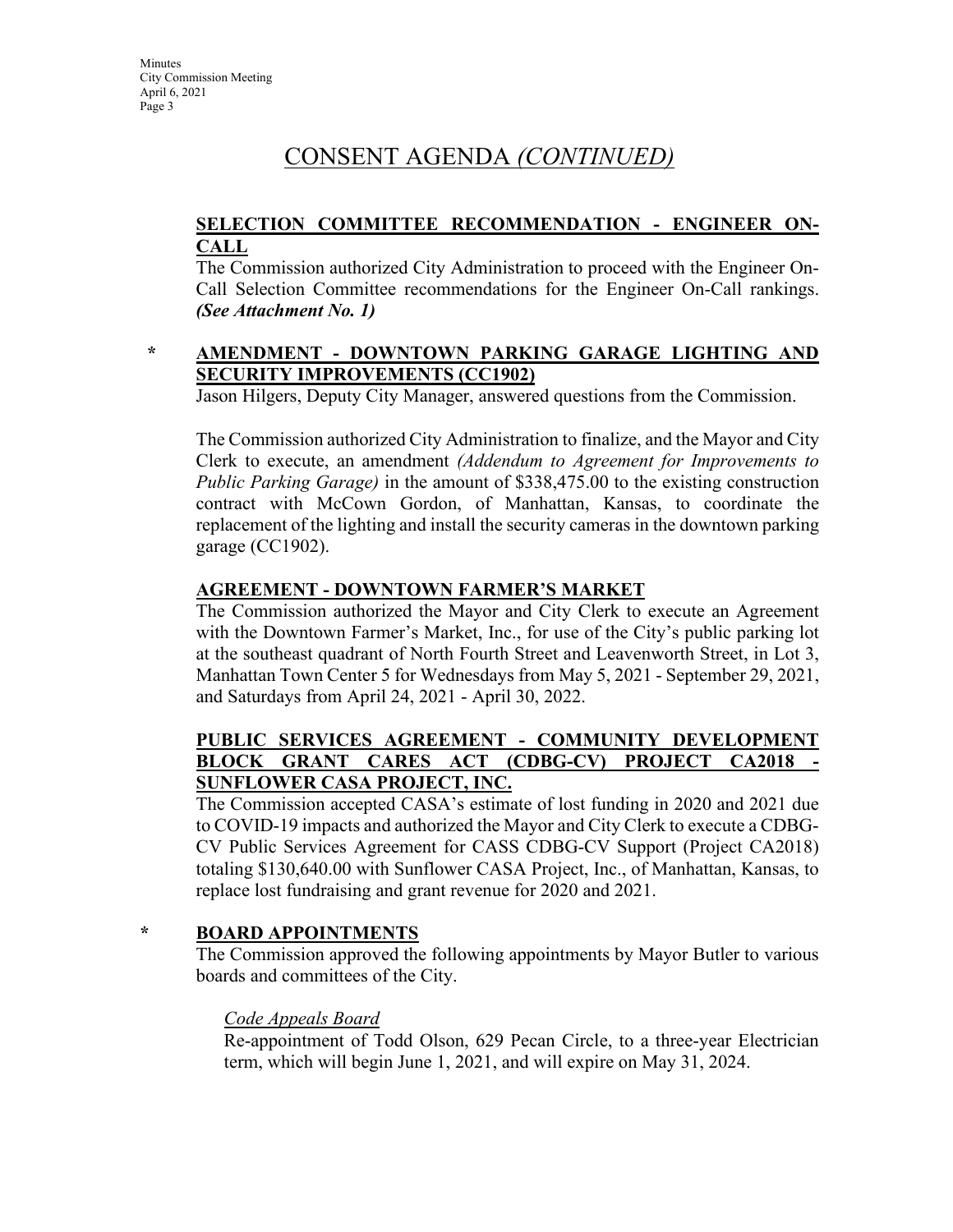# CONSENT AGENDA *(CONTINUED)*

**SELECTION COMMITTEE RECOMMENDATION - ENGINEER ON-CALL**

The Commission authorized City Administration to proceed with the Engineer On-Call Selection Committee recommendations for the Engineer On-Call rankings. ***(See Attachment No. 1)***

**\* AMENDMENT - DOWNTOWN PARKING GARAGE LIGHTING AND SECURITY IMPROVEMENTS (CC1902)**

Jason Hilgers, Deputy City Manager, answered questions from the Commission.

The Commission authorized City Administration to finalize, and the Mayor and City Clerk to execute, an amendment *(Addendum to Agreement for Improvements to Public Parking Garage)* in the amount of $338,475.00 to the existing construction contract with McCown Gordon, of Manhattan, Kansas, to coordinate the replacement of the lighting and install the security cameras in the downtown parking garage (CC1902).

**AGREEMENT - DOWNTOWN FARMER'S MARKET**

The Commission authorized the Mayor and City Clerk to execute an Agreement with the Downtown Farmer's Market, Inc., for use of the City's public parking lot at the southeast quadrant of North Fourth Street and Leavenworth Street, in Lot 3, Manhattan Town Center 5 for Wednesdays from May 5, 2021 - September 29, 2021, and Saturdays from April 24, 2021 - April 30, 2022.

**PUBLIC SERVICES AGREEMENT - COMMUNITY DEVELOPMENT BLOCK GRANT CARES ACT (CDBG-CV) PROJECT CA2018 - SUNFLOWER CASA PROJECT, INC.**

The Commission accepted CASA's estimate of lost funding in 2020 and 2021 due to COVID-19 impacts and authorized the Mayor and City Clerk to execute a CDBG-CV Public Services Agreement for CASS CDBG-CV Support (Project CA2018) totaling $130,640.00 with Sunflower CASA Project, Inc., of Manhattan, Kansas, to replace lost fundraising and grant revenue for 2020 and 2021.

**\* BOARD APPOINTMENTS**

The Commission approved the following appointments by Mayor Butler to various boards and committees of the City.

*Code Appeals Board*

Re-appointment of Todd Olson, 629 Pecan Circle, to a three-year Electrician term, which will begin June 1, 2021, and will expire on May 31, 2024.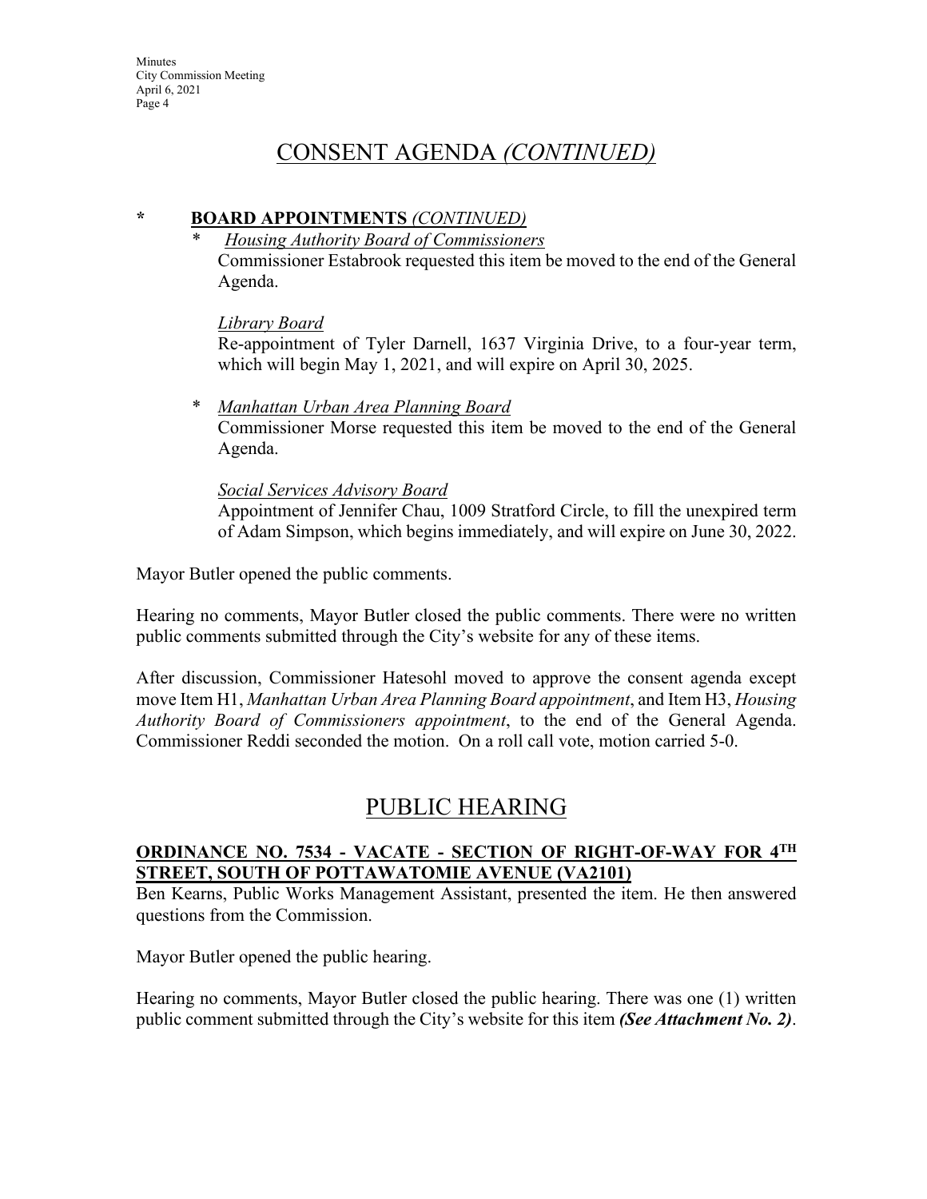# CONSENT AGENDA *(CONTINUED)*

**\* BOARD APPOINTMENTS** *(CONTINUED)*

\* *Housing Authority Board of Commissioners*
Commissioner Estabrook requested this item be moved to the end of the General Agenda.

*Library Board*
Re-appointment of Tyler Darnell, 1637 Virginia Drive, to a four-year term, which will begin May 1, 2021, and will expire on April 30, 2025.

\* *Manhattan Urban Area Planning Board*
Commissioner Morse requested this item be moved to the end of the General Agenda.

*Social Services Advisory Board*
Appointment of Jennifer Chau, 1009 Stratford Circle, to fill the unexpired term of Adam Simpson, which begins immediately, and will expire on June 30, 2022.

Mayor Butler opened the public comments.

Hearing no comments, Mayor Butler closed the public comments. There were no written public comments submitted through the City's website for any of these items.

After discussion, Commissioner Hatesohl moved to approve the consent agenda except move Item H1, *Manhattan Urban Area Planning Board appointment*, and Item H3, *Housing Authority Board of Commissioners appointment*, to the end of the General Agenda. Commissioner Reddi seconded the motion. On a roll call vote, motion carried 5-0.

# PUBLIC HEARING

**ORDINANCE NO. 7534 - VACATE - SECTION OF RIGHT-OF-WAY FOR 4TH STREET, SOUTH OF POTTAWATOMIE AVENUE (VA2101)**

Ben Kearns, Public Works Management Assistant, presented the item. He then answered questions from the Commission.

Mayor Butler opened the public hearing.

Hearing no comments, Mayor Butler closed the public hearing. There was one (1) written public comment submitted through the City's website for this item ***(See Attachment No. 2)***.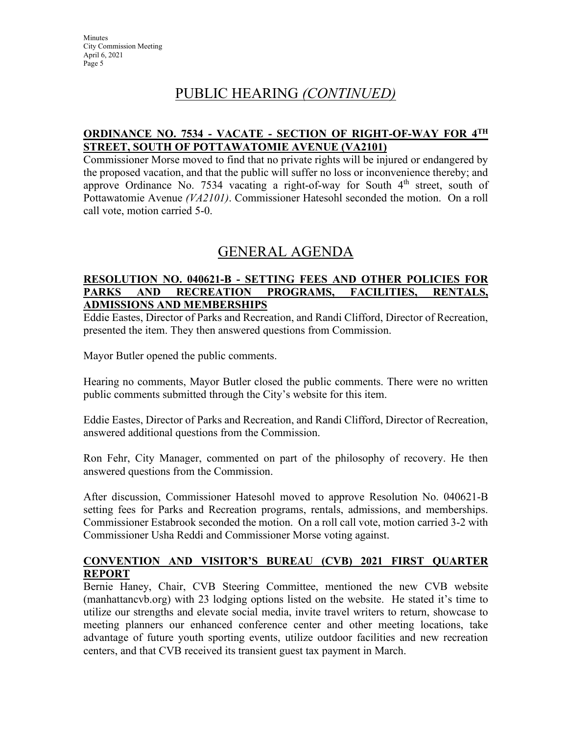# PUBLIC HEARING *(CONTINUED)*

**ORDINANCE NO. 7534 - VACATE - SECTION OF RIGHT-OF-WAY FOR 4TH STREET, SOUTH OF POTTAWATOMIE AVENUE (VA2101)**

Commissioner Morse moved to find that no private rights will be injured or endangered by the proposed vacation, and that the public will suffer no loss or inconvenience thereby; and approve Ordinance No. 7534 vacating a right-of-way for South 4th street, south of Pottawatomie Avenue *(VA2101)*. Commissioner Hatesohl seconded the motion. On a roll call vote, motion carried 5-0.

# GENERAL AGENDA

**RESOLUTION NO. 040621-B - SETTING FEES AND OTHER POLICIES FOR PARKS AND RECREATION PROGRAMS, FACILITIES, RENTALS, ADMISSIONS AND MEMBERSHIPS**

Eddie Eastes, Director of Parks and Recreation, and Randi Clifford, Director of Recreation, presented the item. They then answered questions from Commission.

Mayor Butler opened the public comments.

Hearing no comments, Mayor Butler closed the public comments. There were no written public comments submitted through the City's website for this item.

Eddie Eastes, Director of Parks and Recreation, and Randi Clifford, Director of Recreation, answered additional questions from the Commission.

Ron Fehr, City Manager, commented on part of the philosophy of recovery. He then answered questions from the Commission.

After discussion, Commissioner Hatesohl moved to approve Resolution No. 040621-B setting fees for Parks and Recreation programs, rentals, admissions, and memberships. Commissioner Estabrook seconded the motion. On a roll call vote, motion carried 3-2 with Commissioner Usha Reddi and Commissioner Morse voting against.

**CONVENTION AND VISITOR'S BUREAU (CVB) 2021 FIRST QUARTER REPORT**

Bernie Haney, Chair, CVB Steering Committee, mentioned the new CVB website (manhattancvb.org) with 23 lodging options listed on the website. He stated it's time to utilize our strengths and elevate social media, invite travel writers to return, showcase to meeting planners our enhanced conference center and other meeting locations, take advantage of future youth sporting events, utilize outdoor facilities and new recreation centers, and that CVB received its transient guest tax payment in March.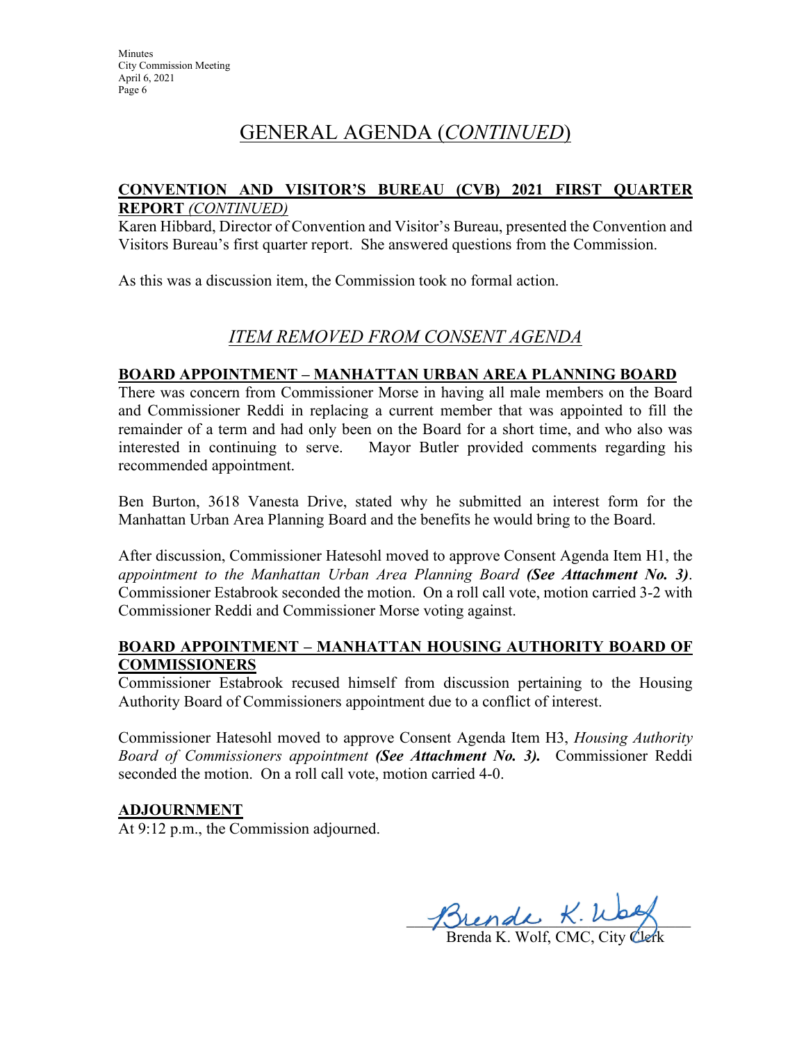# GENERAL AGENDA (*CONTINUED*)

**CONVENTION AND VISITOR'S BUREAU (CVB) 2021 FIRST QUARTER REPORT** *(CONTINUED)*

Karen Hibbard, Director of Convention and Visitor's Bureau, presented the Convention and Visitors Bureau's first quarter report. She answered questions from the Commission.

As this was a discussion item, the Commission took no formal action.

## *ITEM REMOVED FROM CONSENT AGENDA*

**BOARD APPOINTMENT – MANHATTAN URBAN AREA PLANNING BOARD**

There was concern from Commissioner Morse in having all male members on the Board and Commissioner Reddi in replacing a current member that was appointed to fill the remainder of a term and had only been on the Board for a short time, and who also was interested in continuing to serve. Mayor Butler provided comments regarding his recommended appointment.

Ben Burton, 3618 Vanesta Drive, stated why he submitted an interest form for the Manhattan Urban Area Planning Board and the benefits he would bring to the Board.

After discussion, Commissioner Hatesohl moved to approve Consent Agenda Item H1, the *appointment to the Manhattan Urban Area Planning Board* ***(See Attachment No. 3)***. Commissioner Estabrook seconded the motion. On a roll call vote, motion carried 3-2 with Commissioner Reddi and Commissioner Morse voting against.

**BOARD APPOINTMENT – MANHATTAN HOUSING AUTHORITY BOARD OF COMMISSIONERS**

Commissioner Estabrook recused himself from discussion pertaining to the Housing Authority Board of Commissioners appointment due to a conflict of interest.

Commissioner Hatesohl moved to approve Consent Agenda Item H3, *Housing Authority Board of Commissioners appointment* ***(See Attachment No. 3).*** Commissioner Reddi seconded the motion. On a roll call vote, motion carried 4-0.

**ADJOURNMENT**

At 9:12 p.m., the Commission adjourned.

Brenda K. Wolf

Brenda K. Wolf, CMC, City Clerk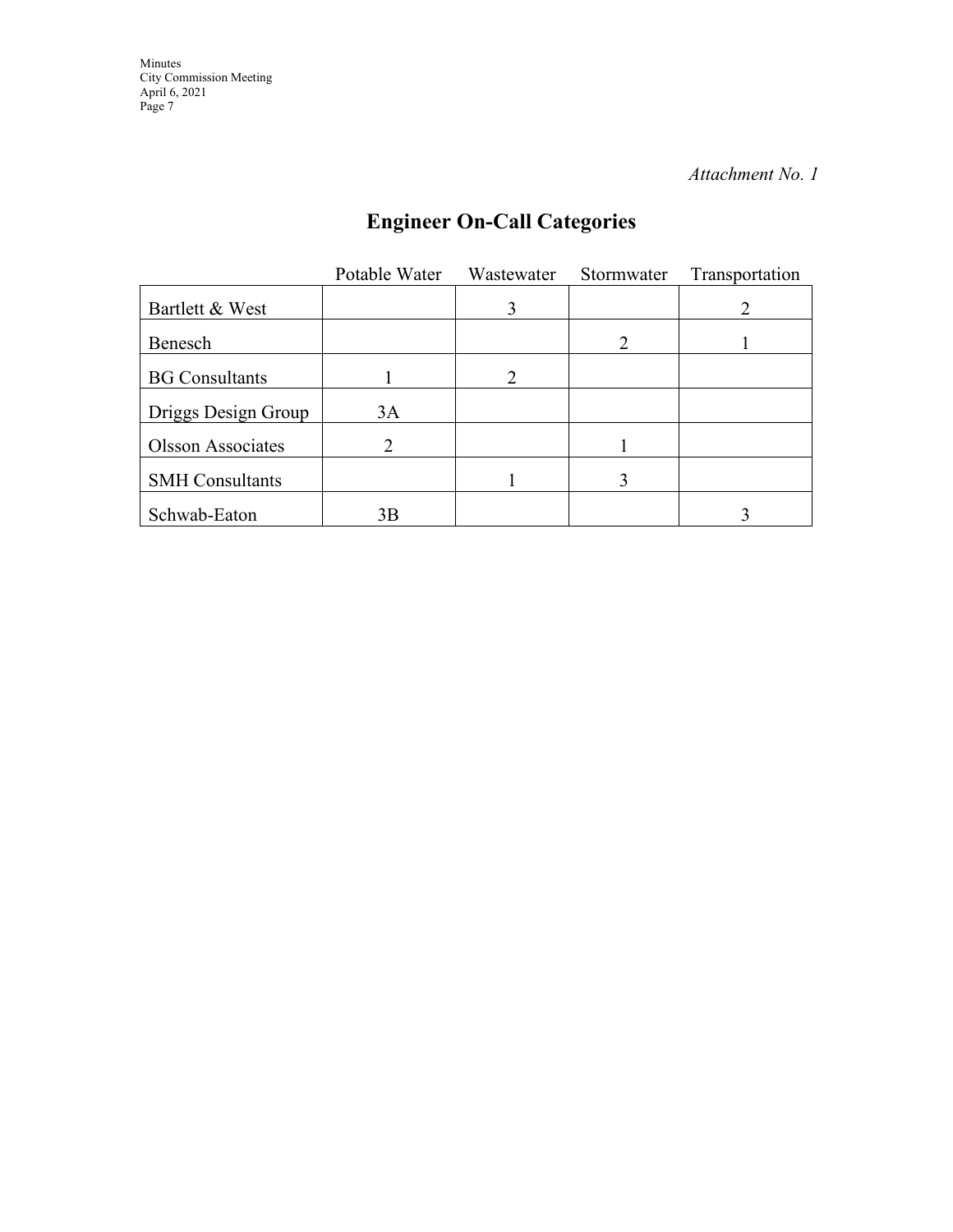*Attachment No. 1*

## Engineer On-Call Categories

| | Potable Water | Wastewater | Stormwater | Transportation |
|---|---|---|---|---|
| Bartlett & West | | 3 | | 2 |
| Benesch | | | 2 | 1 |
| BG Consultants | 1 | 2 | | |
| Driggs Design Group | 3A | | | |
| Olsson Associates | 2 | | 1 | |
| SMH Consultants | | 1 | 3 | |
| Schwab-Eaton | 3B | | | 3 |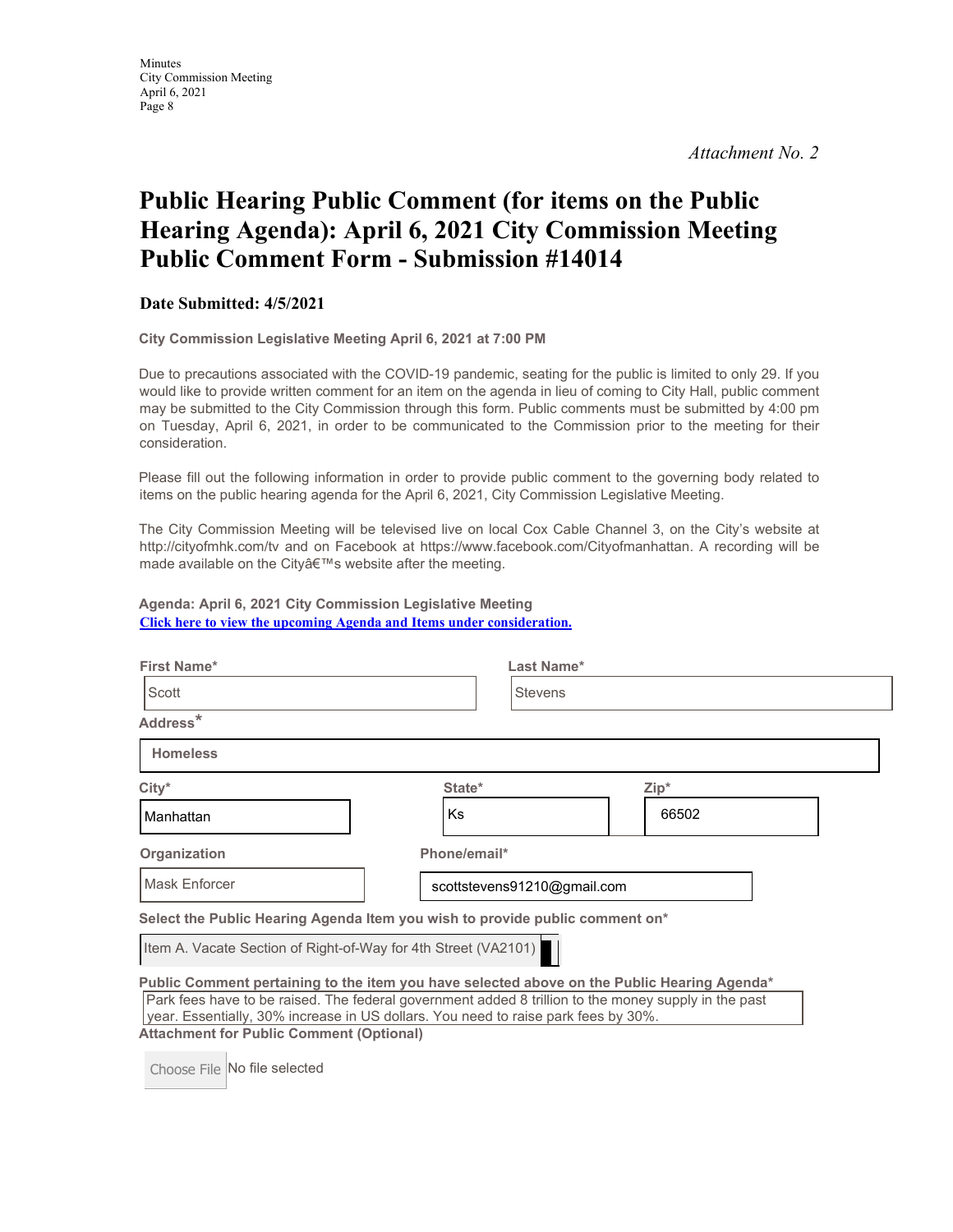*Attachment No. 2*

# Public Hearing Public Comment (for items on the Public Hearing Agenda): April 6, 2021 City Commission Meeting Public Comment Form - Submission #14014

**Date Submitted: 4/5/2021**

**City Commission Legislative Meeting April 6, 2021 at 7:00 PM**

Due to precautions associated with the COVID-19 pandemic, seating for the public is limited to only 29. If you would like to provide written comment for an item on the agenda in lieu of coming to City Hall, public comment may be submitted to the City Commission through this form. Public comments must be submitted by 4:00 pm on Tuesday, April 6, 2021, in order to be communicated to the Commission prior to the meeting for their consideration.

Please fill out the following information in order to provide public comment to the governing body related to items on the public hearing agenda for the April 6, 2021, City Commission Legislative Meeting.

The City Commission Meeting will be televised live on local Cox Cable Channel 3, on the City's website at http://cityofmhk.com/tv and on Facebook at https://www.facebook.com/Cityofmanhattan. A recording will be made available on the Cityâ€™s website after the meeting.

**Agenda: April 6, 2021 City Commission Legislative Meeting**
[Click here to view the upcoming Agenda and Items under consideration.]

**First Name***
Scott

**Last Name***
Stevens

**Address***
Homeless

**City***
Manhattan

**State***
Ks

**Zip***
66502

**Organization**
Mask Enforcer

**Phone/email***
scottstevens91210@gmail.com

**Select the Public Hearing Agenda Item you wish to provide public comment on***
Item A. Vacate Section of Right-of-Way for 4th Street (VA2101)

**Public Comment pertaining to the item you have selected above on the Public Hearing Agenda***
Park fees have to be raised. The federal government added 8 trillion to the money supply in the past year. Essentially, 30% increase in US dollars. You need to raise park fees by 30%.

**Attachment for Public Comment (Optional)**
Choose File No file selected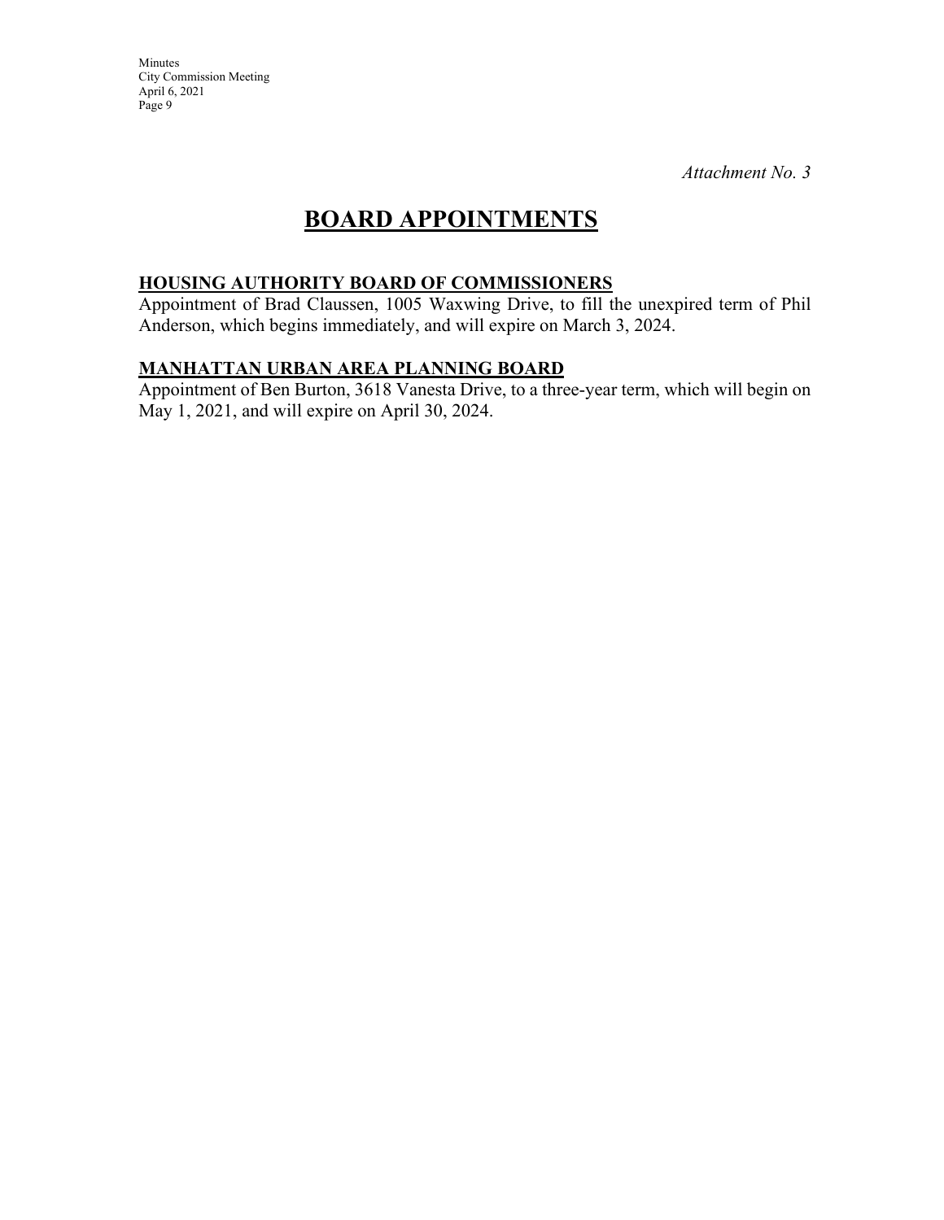*Attachment No. 3*

# BOARD APPOINTMENTS

## HOUSING AUTHORITY BOARD OF COMMISSIONERS

Appointment of Brad Claussen, 1005 Waxwing Drive, to fill the unexpired term of Phil Anderson, which begins immediately, and will expire on March 3, 2024.

## MANHATTAN URBAN AREA PLANNING BOARD

Appointment of Ben Burton, 3618 Vanesta Drive, to a three-year term, which will begin on May 1, 2021, and will expire on April 30, 2024.